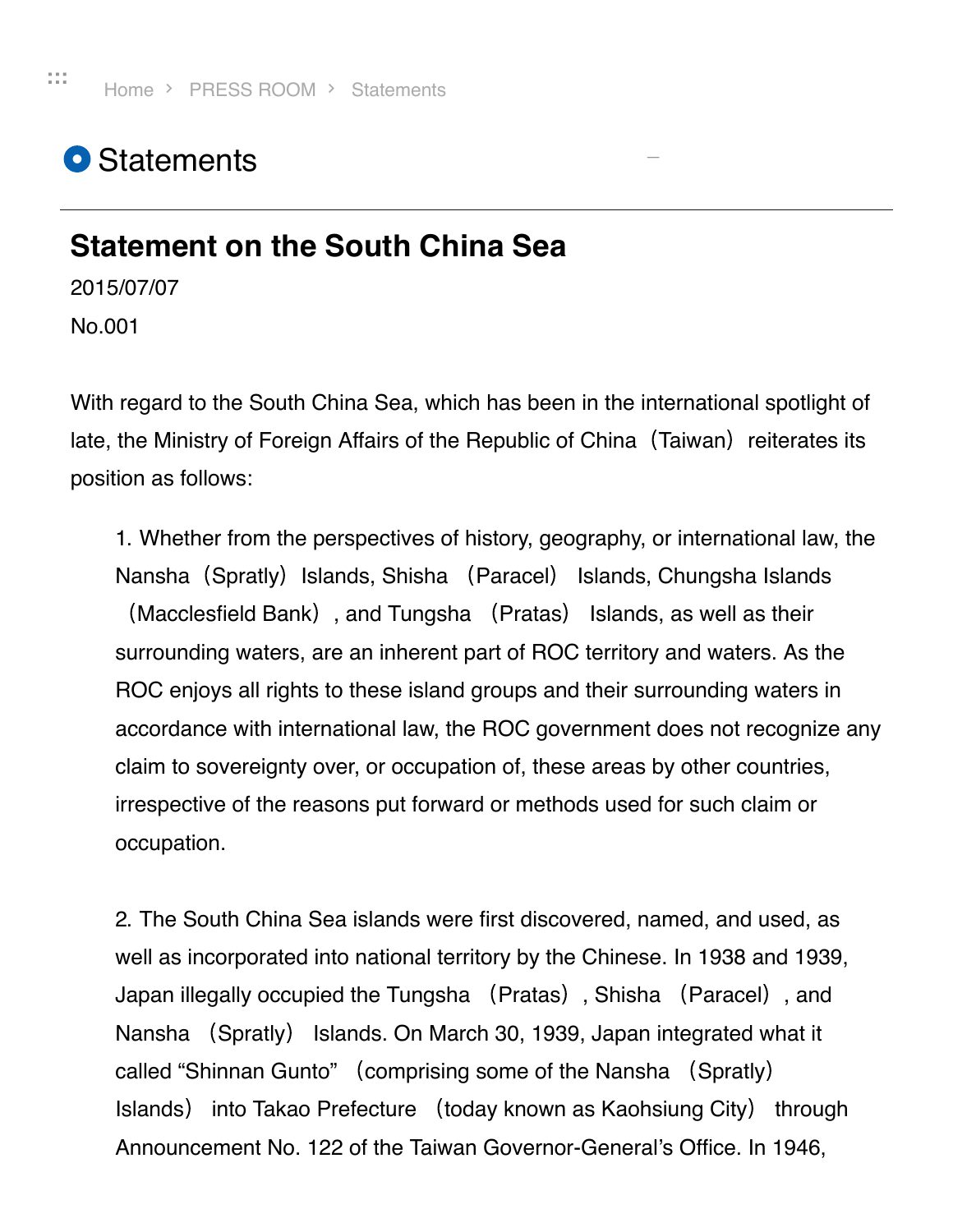Home › PRESS ROOM › Statements

# Statements

## Statement on the South China Sea

2015/07/07

No.001

With regard to the South China Sea, which has been in the international spotlight of late, the Ministry of Foreign Affairs of the Republic of China（Taiwan）reiterates its position as follows:

1. Whether from the perspectives of history, geography, or international law, the Nansha（Spratly）Islands, Shisha （Paracel） Islands, Chungsha Islands （Macclesfield Bank）, and Tungsha （Pratas） Islands, as well as their surrounding waters, are an inherent part of ROC territory and waters. As the ROC enjoys all rights to these island groups and their surrounding waters in accordance with international law, the ROC government does not recognize any claim to sovereignty over, or occupation of, these areas by other countries, irrespective of the reasons put forward or methods used for such claim or occupation.

2. The South China Sea islands were first discovered, named, and used, as well as incorporated into national territory by the Chinese. In 1938 and 1939, Japan illegally occupied the Tungsha （Pratas）, Shisha （Paracel）, and Nansha （Spratly） Islands. On March 30, 1939, Japan integrated what it called “Shinnan Gunto” （comprising some of the Nansha （Spratly） Islands） into Takao Prefecture （today known as Kaohsiung City） through Announcement No. 122 of the Taiwan Governor-General’s Office. In 1946,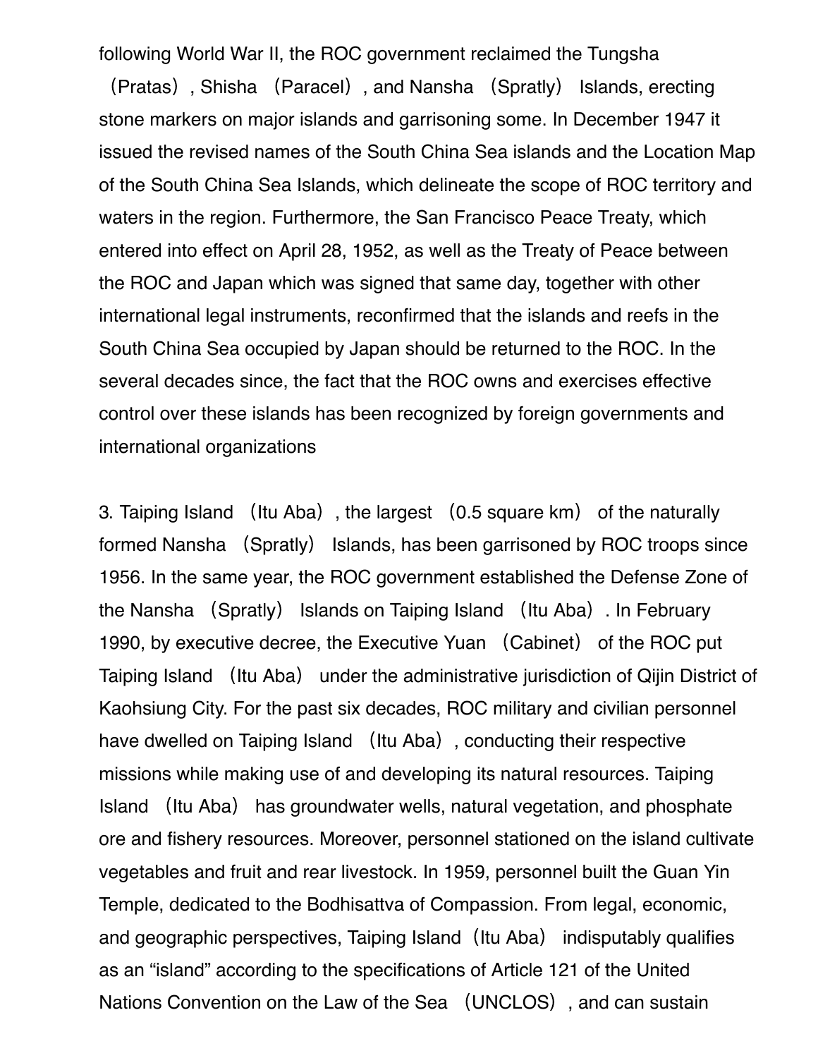following World War II, the ROC government reclaimed the Tungsha （Pratas）, Shisha （Paracel）, and Nansha （Spratly） Islands, erecting stone markers on major islands and garrisoning some. In December 1947 it issued the revised names of the South China Sea islands and the Location Map of the South China Sea Islands, which delineate the scope of ROC territory and waters in the region. Furthermore, the San Francisco Peace Treaty, which entered into effect on April 28, 1952, as well as the Treaty of Peace between the ROC and Japan which was signed that same day, together with other international legal instruments, reconfirmed that the islands and reefs in the South China Sea occupied by Japan should be returned to the ROC. In the several decades since, the fact that the ROC owns and exercises effective control over these islands has been recognized by foreign governments and international organizations

3. Taiping Island （Itu Aba）, the largest （0.5 square km） of the naturally formed Nansha （Spratly） Islands, has been garrisoned by ROC troops since 1956. In the same year, the ROC government established the Defense Zone of the Nansha （Spratly） Islands on Taiping Island （Itu Aba）. In February 1990, by executive decree, the Executive Yuan （Cabinet） of the ROC put Taiping Island （Itu Aba） under the administrative jurisdiction of Qijin District of Kaohsiung City. For the past six decades, ROC military and civilian personnel have dwelled on Taiping Island （Itu Aba）, conducting their respective missions while making use of and developing its natural resources. Taiping Island （Itu Aba） has groundwater wells, natural vegetation, and phosphate ore and fishery resources. Moreover, personnel stationed on the island cultivate vegetables and fruit and rear livestock. In 1959, personnel built the Guan Yin Temple, dedicated to the Bodhisattva of Compassion. From legal, economic, and geographic perspectives, Taiping Island（Itu Aba） indisputably qualifies as an “island” according to the specifications of Article 121 of the United Nations Convention on the Law of the Sea （UNCLOS）, and can sustain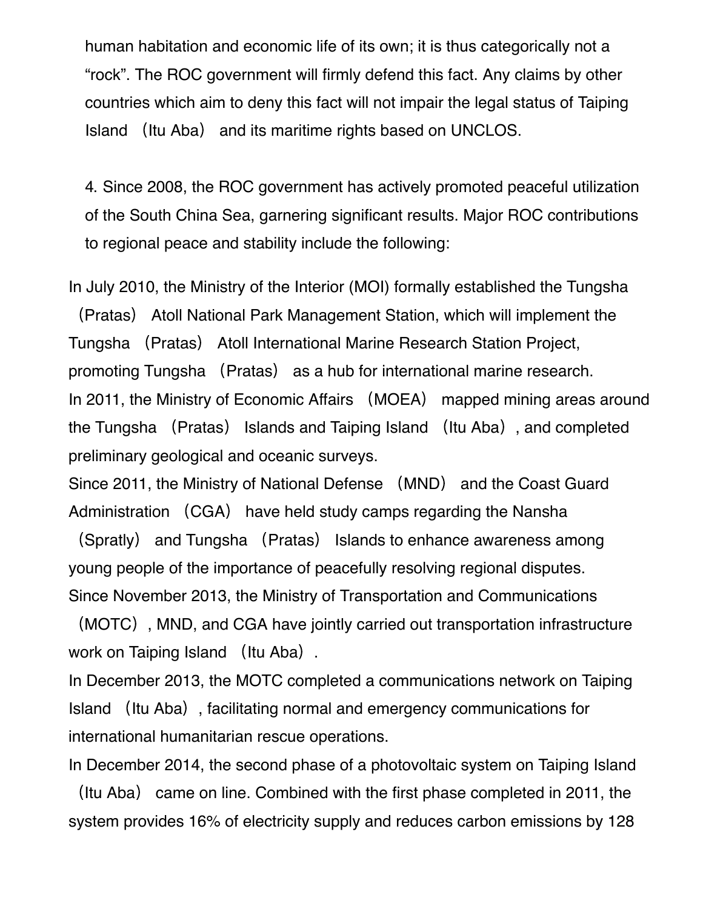human habitation and economic life of its own; it is thus categorically not a "rock". The ROC government will firmly defend this fact. Any claims by other countries which aim to deny this fact will not impair the legal status of Taiping Island （Itu Aba） and its maritime rights based on UNCLOS.

4. Since 2008, the ROC government has actively promoted peaceful utilization of the South China Sea, garnering significant results. Major ROC contributions to regional peace and stability include the following:

In July 2010, the Ministry of the Interior (MOI) formally established the Tungsha （Pratas） Atoll National Park Management Station, which will implement the Tungsha （Pratas） Atoll International Marine Research Station Project, promoting Tungsha （Pratas） as a hub for international marine research.

In 2011, the Ministry of Economic Affairs （MOEA） mapped mining areas around the Tungsha （Pratas） Islands and Taiping Island （Itu Aba）, and completed preliminary geological and oceanic surveys.

Since 2011, the Ministry of National Defense （MND） and the Coast Guard Administration （CGA） have held study camps regarding the Nansha （Spratly） and Tungsha （Pratas） Islands to enhance awareness among young people of the importance of peacefully resolving regional disputes.

Since November 2013, the Ministry of Transportation and Communications （MOTC）, MND, and CGA have jointly carried out transportation infrastructure work on Taiping Island （Itu Aba）.

In December 2013, the MOTC completed a communications network on Taiping Island （Itu Aba）, facilitating normal and emergency communications for international humanitarian rescue operations.

In December 2014, the second phase of a photovoltaic system on Taiping Island （Itu Aba） came on line. Combined with the first phase completed in 2011, the system provides 16% of electricity supply and reduces carbon emissions by 128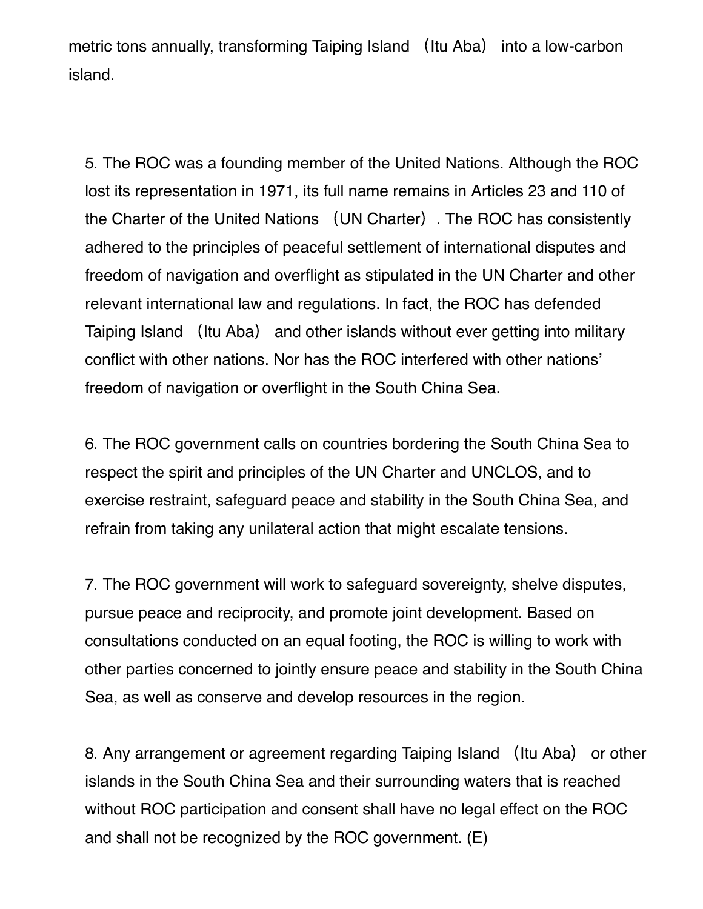metric tons annually, transforming Taiping Island （Itu Aba） into a low-carbon island.

5. The ROC was a founding member of the United Nations. Although the ROC lost its representation in 1971, its full name remains in Articles 23 and 110 of the Charter of the United Nations （UN Charter）. The ROC has consistently adhered to the principles of peaceful settlement of international disputes and freedom of navigation and overflight as stipulated in the UN Charter and other relevant international law and regulations. In fact, the ROC has defended Taiping Island （Itu Aba） and other islands without ever getting into military conflict with other nations. Nor has the ROC interfered with other nations' freedom of navigation or overflight in the South China Sea.

6. The ROC government calls on countries bordering the South China Sea to respect the spirit and principles of the UN Charter and UNCLOS, and to exercise restraint, safeguard peace and stability in the South China Sea, and refrain from taking any unilateral action that might escalate tensions.

7. The ROC government will work to safeguard sovereignty, shelve disputes, pursue peace and reciprocity, and promote joint development. Based on consultations conducted on an equal footing, the ROC is willing to work with other parties concerned to jointly ensure peace and stability in the South China Sea, as well as conserve and develop resources in the region.

8. Any arrangement or agreement regarding Taiping Island （Itu Aba） or other islands in the South China Sea and their surrounding waters that is reached without ROC participation and consent shall have no legal effect on the ROC and shall not be recognized by the ROC government. (E)